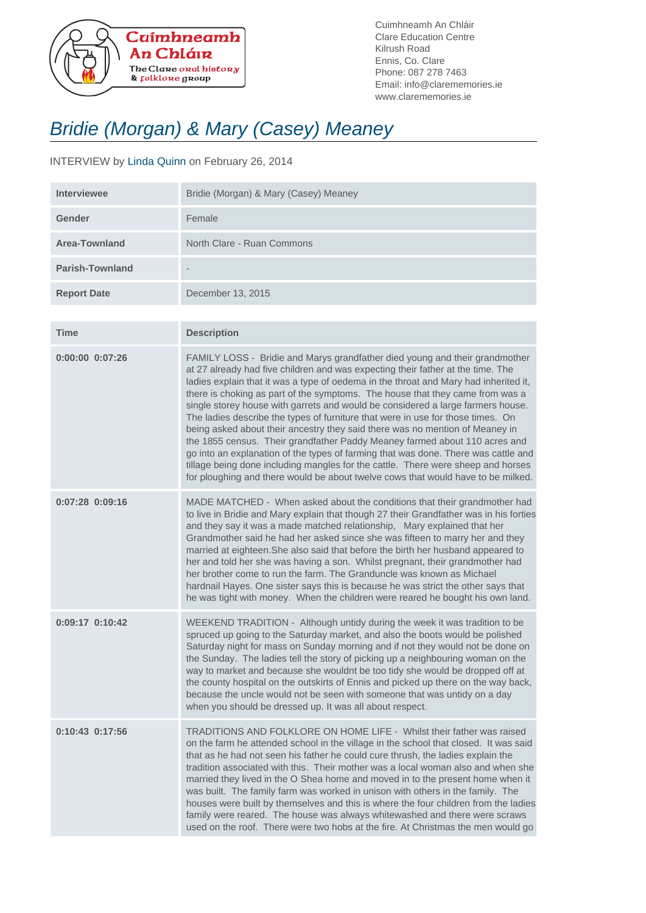Cuimhneamh An Chláir
The Clare oral history & folklore group

Cuimhneamh An Chláir
Clare Education Centre
Kilrush Road
Ennis, Co. Clare
Phone: 087 278 7463
Email: info@clarememories.ie
www.clarememories.ie

# Bridie (Morgan) & Mary (Casey) Meaney

INTERVIEW by Linda Quinn on February 26, 2014

| | |
|---|---|
| **Interviewee** | Bridie (Morgan) & Mary (Casey) Meaney |
| **Gender** | Female |
| **Area-Townland** | North Clare - Ruan Commons |
| **Parish-Townland** | - |
| **Report Date** | December 13, 2015 |

| Time | Description |
|---|---|
| 0:00:00 0:07:26 | FAMILY LOSS - Bridie and Marys grandfather died young and their grandmother at 27 already had five children and was expecting their father at the time. The ladies explain that it was a type of oedema in the throat and Mary had inherited it, there is choking as part of the symptoms. The house that they came from was a single storey house with garrets and would be considered a large farmers house. The ladies describe the types of furniture that were in use for those times. On being asked about their ancestry they said there was no mention of Meaney in the 1855 census. Their grandfather Paddy Meaney farmed about 110 acres and go into an explanation of the types of farming that was done. There was cattle and tillage being done including mangles for the cattle. There were sheep and horses for ploughing and there would be about twelve cows that would have to be milked. |
| 0:07:28 0:09:16 | MADE MATCHED - When asked about the conditions that their grandmother had to live in Bridie and Mary explain that though 27 their Grandfather was in his forties and they say it was a made matched relationship, Mary explained that her Grandmother said he had her asked since she was fifteen to marry her and they married at eighteen.She also said that before the birth her husband appeared to her and told her she was having a son. Whilst pregnant, their grandmother had her brother come to run the farm. The Granduncle was known as Michael hardnail Hayes. One sister says this is because he was strict the other says that he was tight with money. When the children were reared he bought his own land. |
| 0:09:17 0:10:42 | WEEKEND TRADITION - Although untidy during the week it was tradition to be spruced up going to the Saturday market, and also the boots would be polished Saturday night for mass on Sunday morning and if not they would not be done on the Sunday. The ladies tell the story of picking up a neighbouring woman on the way to market and because she wouldnt be too tidy she would be dropped off at the county hospital on the outskirts of Ennis and picked up there on the way back, because the uncle would not be seen with someone that was untidy on a day when you should be dressed up. It was all about respect. |
| 0:10:43 0:17:56 | TRADITIONS AND FOLKLORE ON HOME LIFE - Whilst their father was raised on the farm he attended school in the village in the school that closed. It was said that as he had not seen his father he could cure thrush, the ladies explain the tradition associated with this. Their mother was a local woman also and when she married they lived in the O Shea home and moved in to the present home when it was built. The family farm was worked in unison with others in the family. The houses were built by themselves and this is where the four children from the ladies family were reared. The house was always whitewashed and there were scraws used on the roof. There were two hobs at the fire. At Christmas the men would go |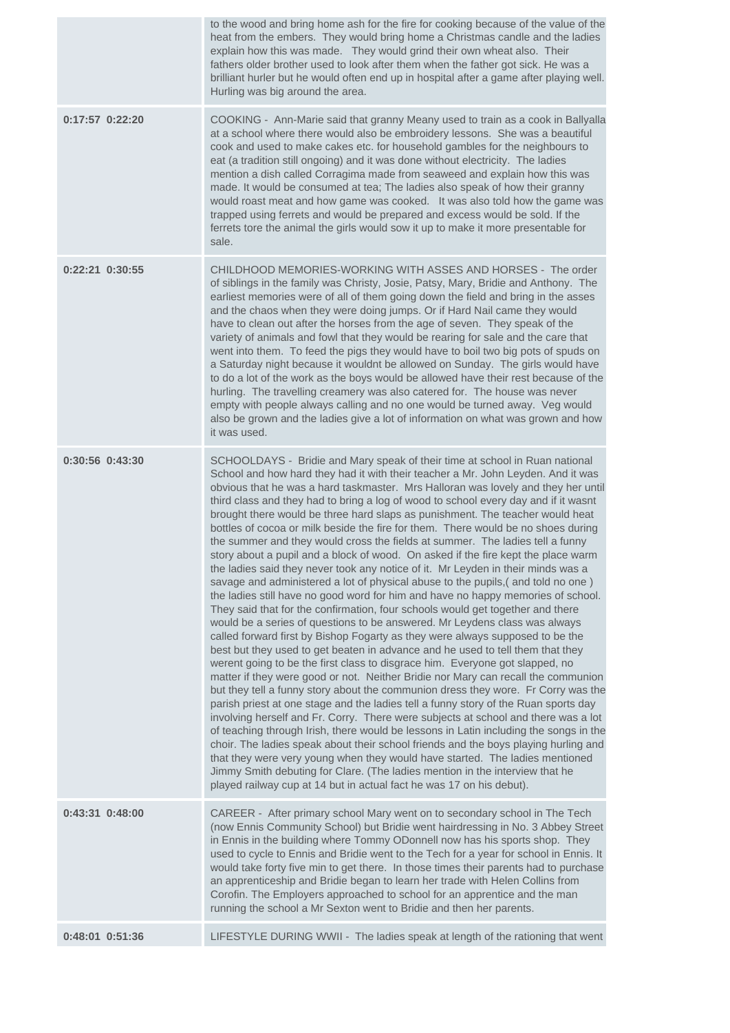| | |
|---|---|
| | to the wood and bring home ash for the fire for cooking because of the value of the heat from the embers. They would bring home a Christmas candle and the ladies explain how this was made. They would grind their own wheat also. Their fathers older brother used to look after them when the father got sick. He was a brilliant hurler but he would often end up in hospital after a game after playing well. Hurling was big around the area. |
| 0:17:57 0:22:20 | COOKING - Ann-Marie said that granny Meany used to train as a cook in Ballyalla at a school where there would also be embroidery lessons. She was a beautiful cook and used to make cakes etc. for household gambles for the neighbours to eat (a tradition still ongoing) and it was done without electricity. The ladies mention a dish called Corragima made from seaweed and explain how this was made. It would be consumed at tea; The ladies also speak of how their granny would roast meat and how game was cooked. It was also told how the game was trapped using ferrets and would be prepared and excess would be sold. If the ferrets tore the animal the girls would sow it up to make it more presentable for sale. |
| 0:22:21 0:30:55 | CHILDHOOD MEMORIES-WORKING WITH ASSES AND HORSES - The order of siblings in the family was Christy, Josie, Patsy, Mary, Bridie and Anthony. The earliest memories were of all of them going down the field and bring in the asses and the chaos when they were doing jumps. Or if Hard Nail came they would have to clean out after the horses from the age of seven. They speak of the variety of animals and fowl that they would be rearing for sale and the care that went into them. To feed the pigs they would have to boil two big pots of spuds on a Saturday night because it wouldnt be allowed on Sunday. The girls would have to do a lot of the work as the boys would be allowed have their rest because of the hurling. The travelling creamery was also catered for. The house was never empty with people always calling and no one would be turned away. Veg would also be grown and the ladies give a lot of information on what was grown and how it was used. |
| 0:30:56 0:43:30 | SCHOOLDAYS - Bridie and Mary speak of their time at school in Ruan national School and how hard they had it with their teacher a Mr. John Leyden. And it was obvious that he was a hard taskmaster. Mrs Halloran was lovely and they her until third class and they had to bring a log of wood to school every day and if it wasnt brought there would be three hard slaps as punishment. The teacher would heat bottles of cocoa or milk beside the fire for them. There would be no shoes during the summer and they would cross the fields at summer. The ladies tell a funny story about a pupil and a block of wood. On asked if the fire kept the place warm the ladies said they never took any notice of it. Mr Leyden in their minds was a savage and administered a lot of physical abuse to the pupils,( and told no one ) the ladies still have no good word for him and have no happy memories of school. They said that for the confirmation, four schools would get together and there would be a series of questions to be answered. Mr Leydens class was always called forward first by Bishop Fogarty as they were always supposed to be the best but they used to get beaten in advance and he used to tell them that they werent going to be the first class to disgrace him. Everyone got slapped, no matter if they were good or not. Neither Bridie nor Mary can recall the communion but they tell a funny story about the communion dress they wore. Fr Corry was the parish priest at one stage and the ladies tell a funny story of the Ruan sports day involving herself and Fr. Corry. There were subjects at school and there was a lot of teaching through Irish, there would be lessons in Latin including the songs in the choir. The ladies speak about their school friends and the boys playing hurling and that they were very young when they would have started. The ladies mentioned Jimmy Smith debuting for Clare. (The ladies mention in the interview that he played railway cup at 14 but in actual fact he was 17 on his debut). |
| 0:43:31 0:48:00 | CAREER - After primary school Mary went on to secondary school in The Tech (now Ennis Community School) but Bridie went hairdressing in No. 3 Abbey Street in Ennis in the building where Tommy ODonnell now has his sports shop. They used to cycle to Ennis and Bridie went to the Tech for a year for school in Ennis. It would take forty five min to get there. In those times their parents had to purchase an apprenticeship and Bridie began to learn her trade with Helen Collins from Corofin. The Employers approached to school for an apprentice and the man running the school a Mr Sexton went to Bridie and then her parents. |
| 0:48:01 0:51:36 | LIFESTYLE DURING WWII - The ladies speak at length of the rationing that went |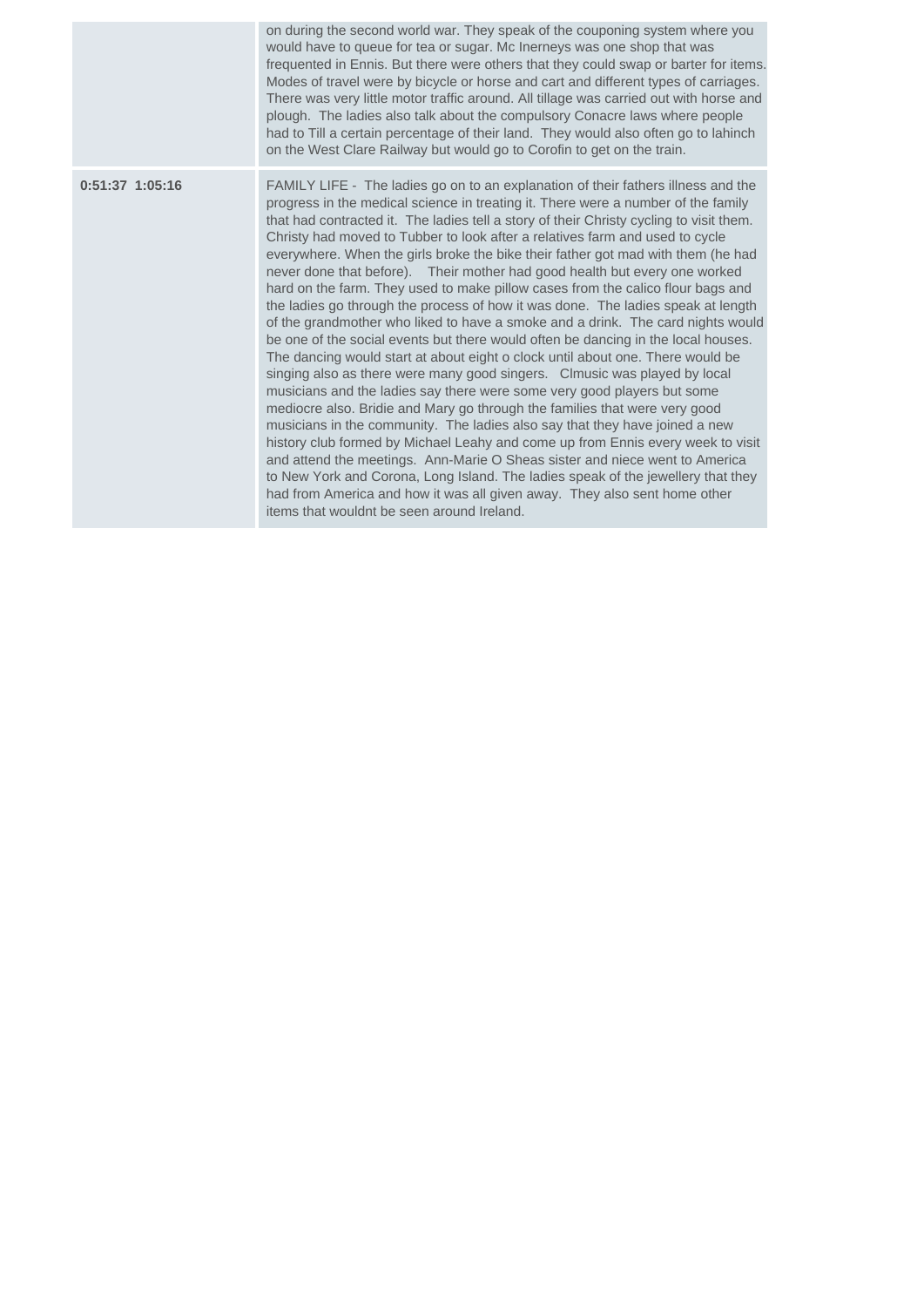| | |
|---|---|
| | on during the second world war. They speak of the couponing system where you would have to queue for tea or sugar. Mc Inerneys was one shop that was frequented in Ennis. But there were others that they could swap or barter for items. Modes of travel were by bicycle or horse and cart and different types of carriages. There was very little motor traffic around. All tillage was carried out with horse and plough. The ladies also talk about the compulsory Conacre laws where people had to Till a certain percentage of their land. They would also often go to lahinch on the West Clare Railway but would go to Corofin to get on the train. |
| **0:51:37 1:05:16** | FAMILY LIFE - The ladies go on to an explanation of their fathers illness and the progress in the medical science in treating it. There were a number of the family that had contracted it. The ladies tell a story of their Christy cycling to visit them. Christy had moved to Tubber to look after a relatives farm and used to cycle everywhere. When the girls broke the bike their father got mad with them (he had never done that before). Their mother had good health but every one worked hard on the farm. They used to make pillow cases from the calico flour bags and the ladies go through the process of how it was done. The ladies speak at length of the grandmother who liked to have a smoke and a drink. The card nights would be one of the social events but there would often be dancing in the local houses. The dancing would start at about eight o clock until about one. There would be singing also as there were many good singers. Clmusic was played by local musicians and the ladies say there were some very good players but some mediocre also. Bridie and Mary go through the families that were very good musicians in the community. The ladies also say that they have joined a new history club formed by Michael Leahy and come up from Ennis every week to visit and attend the meetings. Ann-Marie O Sheas sister and niece went to America to New York and Corona, Long Island. The ladies speak of the jewellery that they had from America and how it was all given away. They also sent home other items that wouldnt be seen around Ireland. |